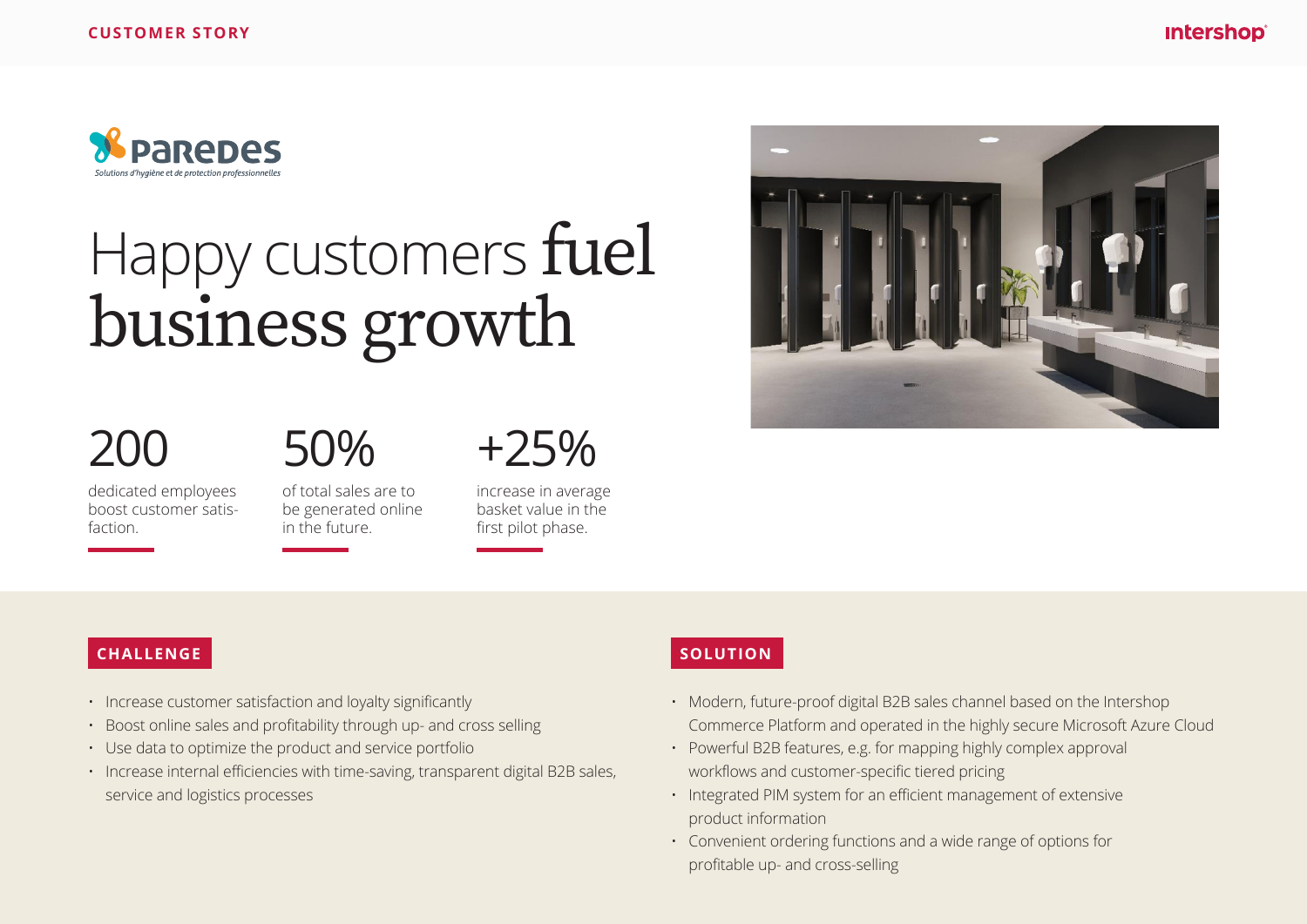CUSTOMER STORY

Paredes

*Solutions d'hygiène et de protection professionnelles*

# Happy customers fuel business growth

**200**

dedicated employees boost customer satisfaction.

**50%**

of total sales are to be generated online in the future.

**+25%**

increase in average basket value in the first pilot phase.

## CHALLENGE

- Increase customer satisfaction and loyalty significantly
- Boost online sales and profitability through up- and cross selling
- Use data to optimize the product and service portfolio
- Increase internal efficiencies with time-saving, transparent digital B2B sales, service and logistics processes

## SOLUTION

- Modern, future-proof digital B2B sales channel based on the Intershop Commerce Platform and operated in the highly secure Microsoft Azure Cloud
- Powerful B2B features, e.g. for mapping highly complex approval workflows and customer-specific tiered pricing
- Integrated PIM system for an efficient management of extensive product information
- Convenient ordering functions and a wide range of options for profitable up- and cross-selling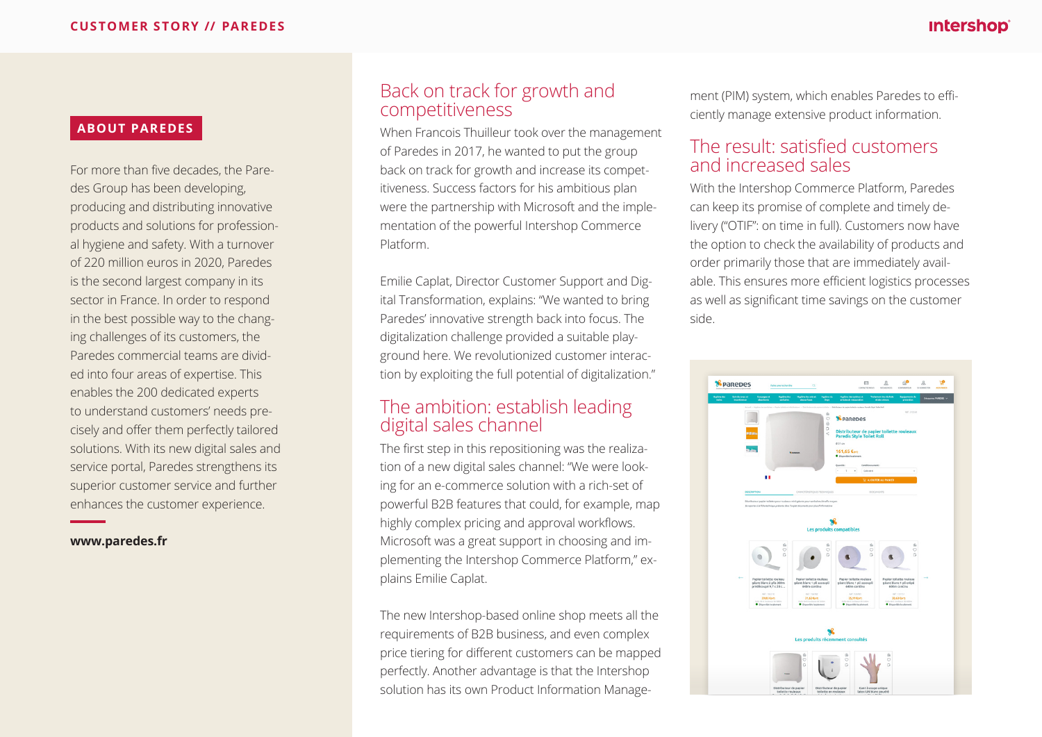## ABOUT PAREDES

For more than five decades, the Paredes Group has been developing, producing and distributing innovative products and solutions for professional hygiene and safety. With a turnover of 220 million euros in 2020, Paredes is the second largest company in its sector in France. In order to respond in the best possible way to the changing challenges of its customers, the Paredes commercial teams are divided into four areas of expertise. This enables the 200 dedicated experts to understand customers' needs precisely and offer them perfectly tailored solutions. With its new digital sales and service portal, Paredes strengthens its superior customer service and further enhances the customer experience.

**www.paredes.fr**

## Back on track for growth and competitiveness

When Francois Thuilleur took over the management of Paredes in 2017, he wanted to put the group back on track for growth and increase its competitiveness. Success factors for his ambitious plan were the partnership with Microsoft and the implementation of the powerful Intershop Commerce Platform.

Emilie Caplat, Director Customer Support and Digital Transformation, explains: "We wanted to bring Paredes' innovative strength back into focus. The digitalization challenge provided a suitable playground here. We revolutionized customer interaction by exploiting the full potential of digitalization."

## The ambition: establish leading digital sales channel

The first step in this repositioning was the realization of a new digital sales channel: "We were looking for an e-commerce solution with a rich-set of powerful B2B features that could, for example, map highly complex pricing and approval workflows. Microsoft was a great support in choosing and implementing the Intershop Commerce Platform," explains Emilie Caplat.

The new Intershop-based online shop meets all the requirements of B2B business, and even complex price tiering for different customers can be mapped perfectly. Another advantage is that the Intershop solution has its own Product Information Management (PIM) system, which enables Paredes to efficiently manage extensive product information.

## The result: satisfied customers and increased sales

With the Intershop Commerce Platform, Paredes can keep its promise of complete and timely delivery ("OTIF": on time in full). Customers now have the option to check the availability of products and order primarily those that are immediately available. This ensures more efficient logistics processes as well as significant time savings on the customer side.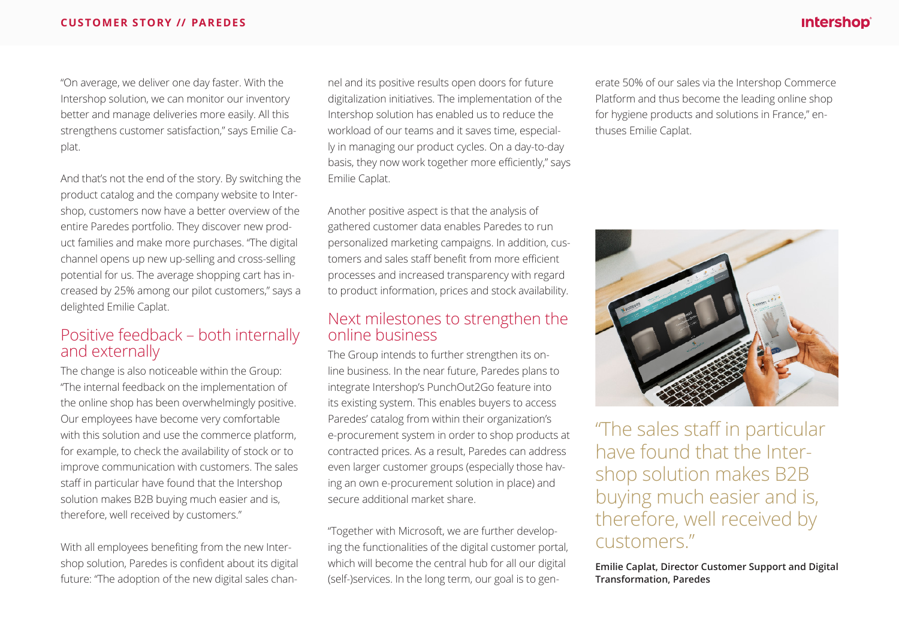"On average, we deliver one day faster. With the Intershop solution, we can monitor our inventory better and manage deliveries more easily. All this strengthens customer satisfaction," says Emilie Caplat.

And that's not the end of the story. By switching the product catalog and the company website to Intershop, customers now have a better overview of the entire Paredes portfolio. They discover new product families and make more purchases. "The digital channel opens up new up-selling and cross-selling potential for us. The average shopping cart has increased by 25% among our pilot customers," says a delighted Emilie Caplat.

## Positive feedback – both internally and externally

The change is also noticeable within the Group: "The internal feedback on the implementation of the online shop has been overwhelmingly positive. Our employees have become very comfortable with this solution and use the commerce platform, for example, to check the availability of stock or to improve communication with customers. The sales staff in particular have found that the Intershop solution makes B2B buying much easier and is, therefore, well received by customers."

With all employees benefiting from the new Intershop solution, Paredes is confident about its digital future: "The adoption of the new digital sales channel and its positive results open doors for future digitalization initiatives. The implementation of the Intershop solution has enabled us to reduce the workload of our teams and it saves time, especially in managing our product cycles. On a day-to-day basis, they now work together more efficiently," says Emilie Caplat.

Another positive aspect is that the analysis of gathered customer data enables Paredes to run personalized marketing campaigns. In addition, customers and sales staff benefit from more efficient processes and increased transparency with regard to product information, prices and stock availability.

## Next milestones to strengthen the online business

The Group intends to further strengthen its online business. In the near future, Paredes plans to integrate Intershop's PunchOut2Go feature into its existing system. This enables buyers to access Paredes' catalog from within their organization's e-procurement system in order to shop products at contracted prices. As a result, Paredes can address even larger customer groups (especially those having an own e-procurement solution in place) and secure additional market share.

"Together with Microsoft, we are further developing the functionalities of the digital customer portal, which will become the central hub for all our digital (self-)services. In the long term, our goal is to generate 50% of our sales via the Intershop Commerce Platform and thus become the leading online shop for hygiene products and solutions in France," enthuses Emilie Caplat.

> "The sales staff in particular have found that the Intershop solution makes B2B buying much easier and is, therefore, well received by customers."
>
> **Emilie Caplat, Director Customer Support and Digital Transformation, Paredes**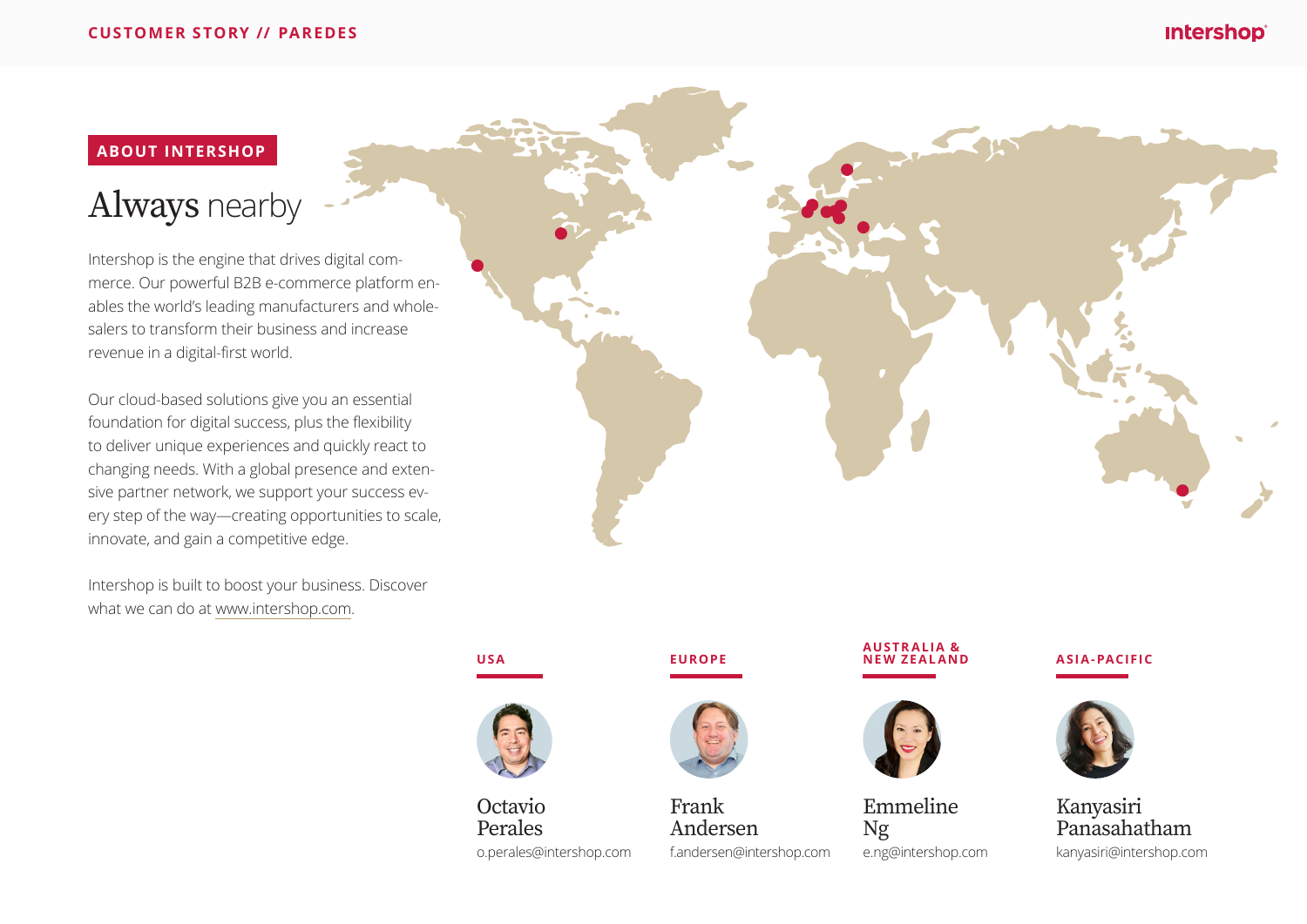## ABOUT INTERSHOP

# Always nearby

Intershop is the engine that drives digital commerce. Our powerful B2B e-commerce platform enables the world's leading manufacturers and wholesalers to transform their business and increase revenue in a digital-first world.

Our cloud-based solutions give you an essential foundation for digital success, plus the flexibility to deliver unique experiences and quickly react to changing needs. With a global presence and extensive partner network, we support your success every step of the way—creating opportunities to scale, innovate, and gain a competitive edge.

Intershop is built to boost your business. Discover what we can do at www.intershop.com.

**USA**

Octavio Perales
o.perales@intershop.com

**EUROPE**

Frank Andersen
f.andersen@intershop.com

**AUSTRALIA & NEW ZEALAND**

Emmeline Ng
e.ng@intershop.com

**ASIA-PACIFIC**

Kanyasiri Panasahatham
kanyasiri@intershop.com